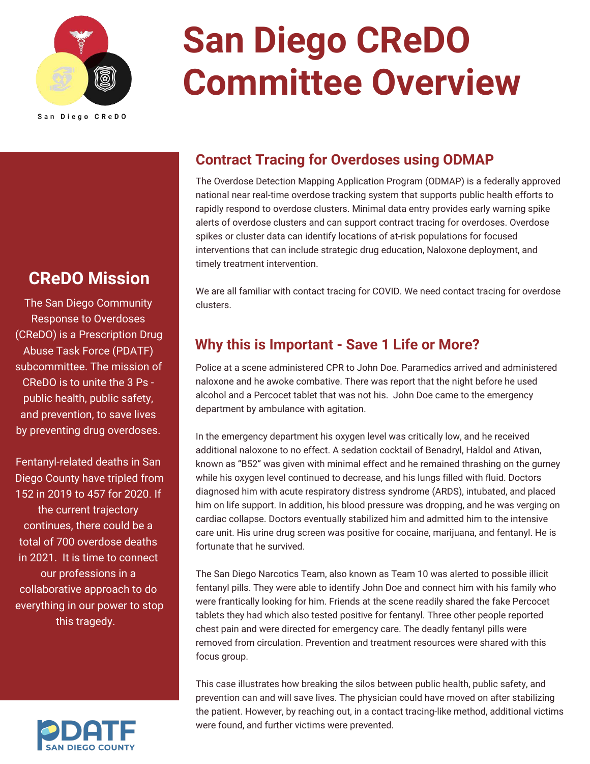# San Diego CReDO Committee Overview

## CReDO Mission

The San Diego Community Response to Overdoses (CReDO) is a Prescription Drug Abuse Task Force (PDATF) subcommittee. The mission of CReDO is to unite the 3 Ps - public health, public safety, and prevention, to save lives by preventing drug overdoses.

Fentanyl-related deaths in San Diego County have tripled from 152 in 2019 to 457 for 2020. If the current trajectory continues, there could be a total of 700 overdose deaths in 2021. It is time to connect our professions in a collaborative approach to do everything in our power to stop this tragedy.

## Contract Tracing for Overdoses using ODMAP

The Overdose Detection Mapping Application Program (ODMAP) is a federally approved national near real-time overdose tracking system that supports public health efforts to rapidly respond to overdose clusters. Minimal data entry provides early warning spike alerts of overdose clusters and can support contract tracing for overdoses. Overdose spikes or cluster data can identify locations of at-risk populations for focused interventions that can include strategic drug education, Naloxone deployment, and timely treatment intervention.

We are all familiar with contact tracing for COVID. We need contact tracing for overdose clusters.

## Why this is Important - Save 1 Life or More?

Police at a scene administered CPR to John Doe. Paramedics arrived and administered naloxone and he awoke combative. There was report that the night before he used alcohol and a Percocet tablet that was not his. John Doe came to the emergency department by ambulance with agitation.

In the emergency department his oxygen level was critically low, and he received additional naloxone to no effect. A sedation cocktail of Benadryl, Haldol and Ativan, known as "B52" was given with minimal effect and he remained thrashing on the gurney while his oxygen level continued to decrease, and his lungs filled with fluid. Doctors diagnosed him with acute respiratory distress syndrome (ARDS), intubated, and placed him on life support. In addition, his blood pressure was dropping, and he was verging on cardiac collapse. Doctors eventually stabilized him and admitted him to the intensive care unit. His urine drug screen was positive for cocaine, marijuana, and fentanyl. He is fortunate that he survived.

The San Diego Narcotics Team, also known as Team 10 was alerted to possible illicit fentanyl pills. They were able to identify John Doe and connect him with his family who were frantically looking for him. Friends at the scene readily shared the fake Percocet tablets they had which also tested positive for fentanyl. Three other people reported chest pain and were directed for emergency care. The deadly fentanyl pills were removed from circulation. Prevention and treatment resources were shared with this focus group.

This case illustrates how breaking the silos between public health, public safety, and prevention can and will save lives. The physician could have moved on after stabilizing the patient. However, by reaching out, in a contact tracing-like method, additional victims were found, and further victims were prevented.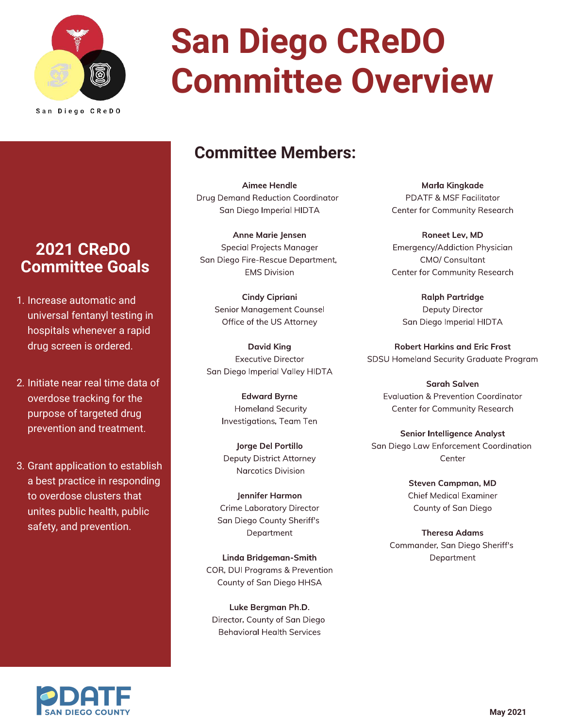San Diego CReDO

# San Diego CReDO Committee Overview

## 2021 CReDO Committee Goals

1. Increase automatic and universal fentanyl testing in hospitals whenever a rapid drug screen is ordered.
2. Initiate near real time data of overdose tracking for the purpose of targeted drug prevention and treatment.
3. Grant application to establish a best practice in responding to overdose clusters that unites public health, public safety, and prevention.

## Committee Members:

**Aimee Hendle**
Drug Demand Reduction Coordinator
San Diego Imperial HIDTA

**Anne Marie Jensen**
Special Projects Manager
San Diego Fire-Rescue Department, EMS Division

**Cindy Cipriani**
Senior Management Counsel
Office of the US Attorney

**David King**
Executive Director
San Diego Imperial Valley HIDTA

**Edward Byrne**
Homeland Security Investigations, Team Ten

**Jorge Del Portillo**
Deputy District Attorney
Narcotics Division

**Jennifer Harmon**
Crime Laboratory Director
San Diego County Sheriff's Department

**Linda Bridgeman-Smith**
COR, DUI Programs & Prevention
County of San Diego HHSA

**Luke Bergman Ph.D.**
Director, County of San Diego Behavioral Health Services

**Marla Kingkade**
PDATF & MSF Facilitator
Center for Community Research

**Roneet Lev, MD**
Emergency/Addiction Physician
CMO/ Consultant
Center for Community Research

**Ralph Partridge**
Deputy Director
San Diego Imperial HIDTA

**Robert Harkins and Eric Frost**
SDSU Homeland Security Graduate Program

**Sarah Salven**
Evaluation & Prevention Coordinator
Center for Community Research

**Senior Intelligence Analyst**
San Diego Law Enforcement Coordination Center

**Steven Campman, MD**
Chief Medical Examiner
County of San Diego

**Theresa Adams**
Commander, San Diego Sheriff's Department

PDATF SAN DIEGO COUNTY

May 2021